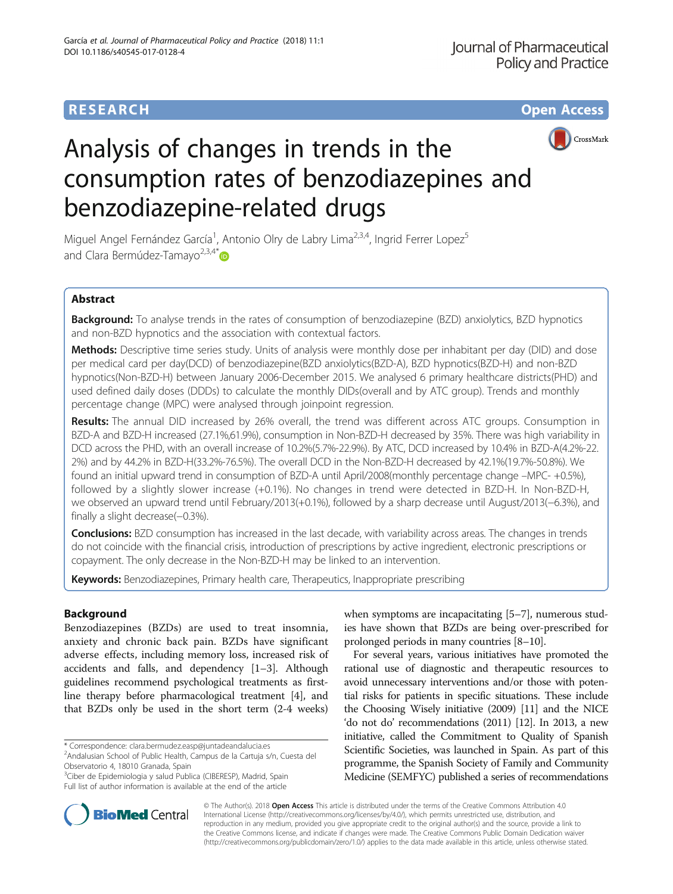**RESEARCH** **Open Access**

# Analysis of changes in trends in the consumption rates of benzodiazepines and benzodiazepine-related drugs

Miguel Angel Fernández García[1], Antonio Olry de Labry Lima[2,3,4], Ingrid Ferrer Lopez[5] and Clara Bermúdez-Tamayo[2,3,4*]

## Abstract

**Background:** To analyse trends in the rates of consumption of benzodiazepine (BZD) anxiolytics, BZD hypnotics and non-BZD hypnotics and the association with contextual factors.

**Methods:** Descriptive time series study. Units of analysis were monthly dose per inhabitant per day (DID) and dose per medical card per day(DCD) of benzodiazepine(BZD anxiolytics(BZD-A), BZD hypnotics(BZD-H) and non-BZD hypnotics(Non-BZD-H) between January 2006-December 2015. We analysed 6 primary healthcare districts(PHD) and used defined daily doses (DDDs) to calculate the monthly DIDs(overall and by ATC group). Trends and monthly percentage change (MPC) were analysed through joinpoint regression.

**Results:** The annual DID increased by 26% overall, the trend was different across ATC groups. Consumption in BZD-A and BZD-H increased (27.1%,61.9%), consumption in Non-BZD-H decreased by 35%. There was high variability in DCD across the PHD, with an overall increase of 10.2%(5.7%-22.9%). By ATC, DCD increased by 10.4% in BZD-A(4.2%-22.2%) and by 44.2% in BZD-H(33.2%-76.5%). The overall DCD in the Non-BZD-H decreased by 42.1%(19.7%-50.8%). We found an initial upward trend in consumption of BZD-A until April/2008(monthly percentage change –MPC- +0.5%), followed by a slightly slower increase (+0.1%). No changes in trend were detected in BZD-H. In Non-BZD-H, we observed an upward trend until February/2013(+0.1%), followed by a sharp decrease until August/2013(−6.3%), and finally a slight decrease(−0.3%).

**Conclusions:** BZD consumption has increased in the last decade, with variability across areas. The changes in trends do not coincide with the financial crisis, introduction of prescriptions by active ingredient, electronic prescriptions or copayment. The only decrease in the Non-BZD-H may be linked to an intervention.

**Keywords:** Benzodiazepines, Primary health care, Therapeutics, Inappropriate prescribing

## Background

Benzodiazepines (BZDs) are used to treat insomnia, anxiety and chronic back pain. BZDs have significant adverse effects, including memory loss, increased risk of accidents and falls, and dependency [1–3]. Although guidelines recommend psychological treatments as first-line therapy before pharmacological treatment [4], and that BZDs only be used in the short term (2-4 weeks) when symptoms are incapacitating [5–7], numerous studies have shown that BZDs are being over-prescribed for prolonged periods in many countries [8–10].

For several years, various initiatives have promoted the rational use of diagnostic and therapeutic resources to avoid unnecessary interventions and/or those with potential risks for patients in specific situations. These include the Choosing Wisely initiative (2009) [11] and the NICE 'do not do' recommendations (2011) [12]. In 2013, a new initiative, called the Commitment to Quality of Spanish Scientific Societies, was launched in Spain. As part of this programme, the Spanish Society of Family and Community Medicine (SEMFYC) published a series of recommendations

\* Correspondence: clara.bermudez.easp@juntadeandalucia.es
[2]Andalusian School of Public Health, Campus de la Cartuja s/n, Cuesta del Observatorio 4, 18010 Granada, Spain
[3]Ciber de Epidemiologia y salud Publica (CIBERESP), Madrid, Spain
Full list of author information is available at the end of the article

© The Author(s). 2018 **Open Access** This article is distributed under the terms of the Creative Commons Attribution 4.0 International License (http://creativecommons.org/licenses/by/4.0/), which permits unrestricted use, distribution, and reproduction in any medium, provided you give appropriate credit to the original author(s) and the source, provide a link to the Creative Commons license, and indicate if changes were made. The Creative Commons Public Domain Dedication waiver (http://creativecommons.org/publicdomain/zero/1.0/) applies to the data made available in this article, unless otherwise stated.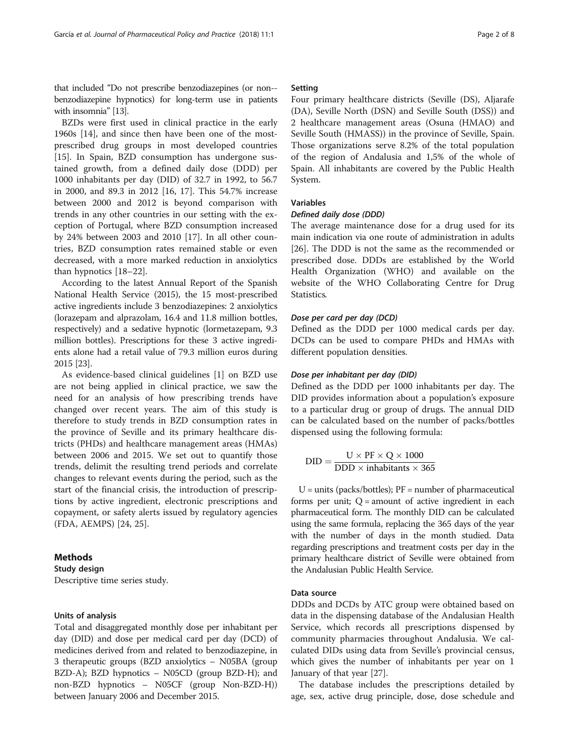that included "Do not prescribe benzodiazepines (or non--benzodiazepine hypnotics) for long-term use in patients with insomnia" [13].

BZDs were first used in clinical practice in the early 1960s [14], and since then have been one of the most-prescribed drug groups in most developed countries [15]. In Spain, BZD consumption has undergone sustained growth, from a defined daily dose (DDD) per 1000 inhabitants per day (DID) of 32.7 in 1992, to 56.7 in 2000, and 89.3 in 2012 [16, 17]. This 54.7% increase between 2000 and 2012 is beyond comparison with trends in any other countries in our setting with the exception of Portugal, where BZD consumption increased by 24% between 2003 and 2010 [17]. In all other countries, BZD consumption rates remained stable or even decreased, with a more marked reduction in anxiolytics than hypnotics [18–22].

According to the latest Annual Report of the Spanish National Health Service (2015), the 15 most-prescribed active ingredients include 3 benzodiazepines: 2 anxiolytics (lorazepam and alprazolam, 16.4 and 11.8 million bottles, respectively) and a sedative hypnotic (lormetazepam, 9.3 million bottles). Prescriptions for these 3 active ingredients alone had a retail value of 79.3 million euros during 2015 [23].

As evidence-based clinical guidelines [1] on BZD use are not being applied in clinical practice, we saw the need for an analysis of how prescribing trends have changed over recent years. The aim of this study is therefore to study trends in BZD consumption rates in the province of Seville and its primary healthcare districts (PHDs) and healthcare management areas (HMAs) between 2006 and 2015. We set out to quantify those trends, delimit the resulting trend periods and correlate changes to relevant events during the period, such as the start of the financial crisis, the introduction of prescriptions by active ingredient, electronic prescriptions and copayment, or safety alerts issued by regulatory agencies (FDA, AEMPS) [24, 25].

## Methods

### Study design

Descriptive time series study.

### Units of analysis

Total and disaggregated monthly dose per inhabitant per day (DID) and dose per medical card per day (DCD) of medicines derived from and related to benzodiazepine, in 3 therapeutic groups (BZD anxiolytics – N05BA (group BZD-A); BZD hypnotics – N05CD (group BZD-H); and non-BZD hypnotics – N05CF (group Non-BZD-H)) between January 2006 and December 2015.

### Setting

Four primary healthcare districts (Seville (DS), Aljarafe (DA), Seville North (DSN) and Seville South (DSS)) and 2 healthcare management areas (Osuna (HMAO) and Seville South (HMASS)) in the province of Seville, Spain. Those organizations serve 8.2% of the total population of the region of Andalusia and 1,5% of the whole of Spain. All inhabitants are covered by the Public Health System.

### Variables

#### *Defined daily dose (DDD)*

The average maintenance dose for a drug used for its main indication via one route of administration in adults [26]. The DDD is not the same as the recommended or prescribed dose. DDDs are established by the World Health Organization (WHO) and available on the website of the WHO Collaborating Centre for Drug Statistics.

#### *Dose per card per day (DCD)*

Defined as the DDD per 1000 medical cards per day. DCDs can be used to compare PHDs and HMAs with different population densities.

#### *Dose per inhabitant per day (DID)*

Defined as the DDD per 1000 inhabitants per day. The DID provides information about a population's exposure to a particular drug or group of drugs. The annual DID can be calculated based on the number of packs/bottles dispensed using the following formula:

$$\mathrm{DID} = \frac{\mathrm{U} \times \mathrm{PF} \times \mathrm{Q} \times 1000}{\mathrm{DDD} \times \mathrm{inhabitants} \times 365}$$

U = units (packs/bottles); PF = number of pharmaceutical forms per unit; Q = amount of active ingredient in each pharmaceutical form. The monthly DID can be calculated using the same formula, replacing the 365 days of the year with the number of days in the month studied. Data regarding prescriptions and treatment costs per day in the primary healthcare district of Seville were obtained from the Andalusian Public Health Service.

### Data source

DDDs and DCDs by ATC group were obtained based on data in the dispensing database of the Andalusian Health Service, which records all prescriptions dispensed by community pharmacies throughout Andalusia. We calculated DIDs using data from Seville's provincial census, which gives the number of inhabitants per year on 1 January of that year [27].

The database includes the prescriptions detailed by age, sex, active drug principle, dose, dose schedule and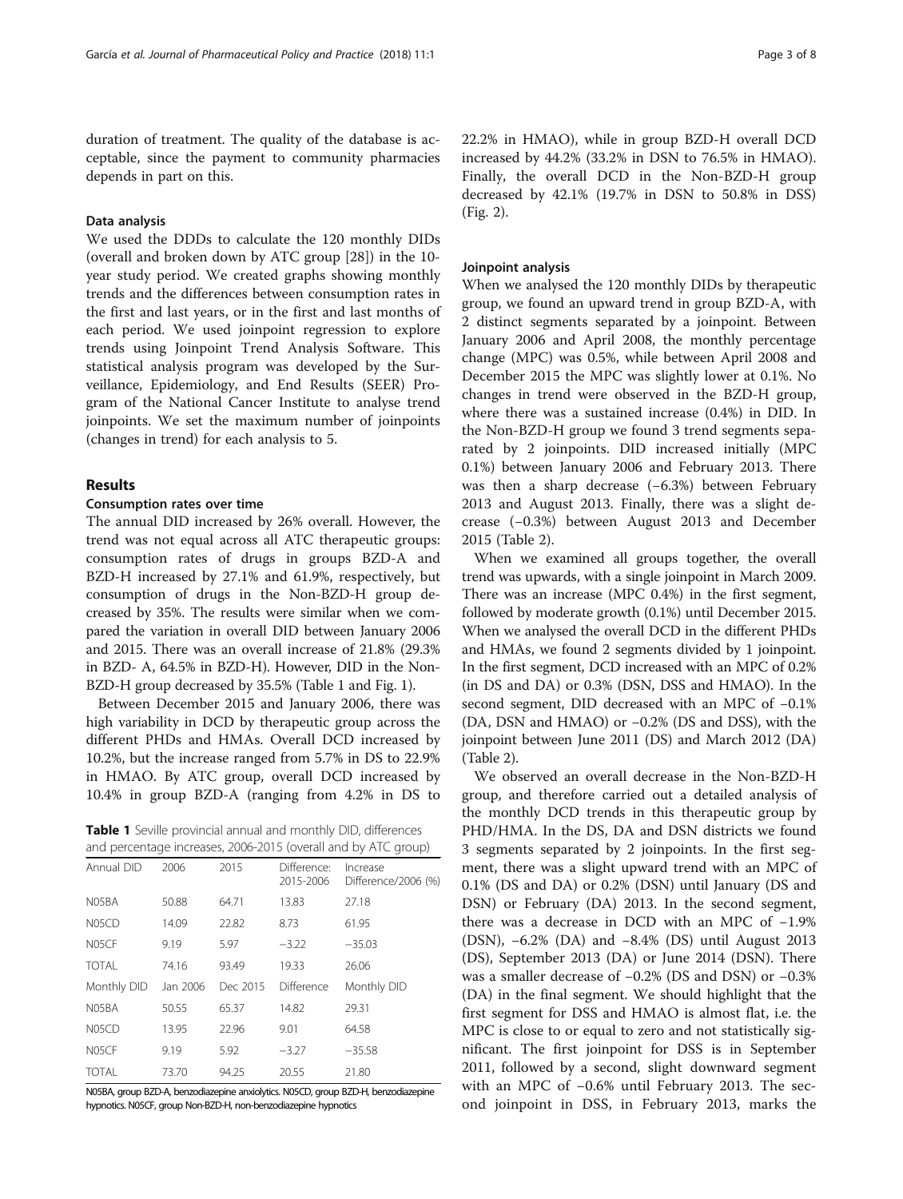duration of treatment. The quality of the database is acceptable, since the payment to community pharmacies depends in part on this.

### Data analysis

We used the DDDs to calculate the 120 monthly DIDs (overall and broken down by ATC group [28]) in the 10-year study period. We created graphs showing monthly trends and the differences between consumption rates in the first and last years, or in the first and last months of each period. We used joinpoint regression to explore trends using Joinpoint Trend Analysis Software. This statistical analysis program was developed by the Surveillance, Epidemiology, and End Results (SEER) Program of the National Cancer Institute to analyse trend joinpoints. We set the maximum number of joinpoints (changes in trend) for each analysis to 5.

## Results

### Consumption rates over time

The annual DID increased by 26% overall. However, the trend was not equal across all ATC therapeutic groups: consumption rates of drugs in groups BZD-A and BZD-H increased by 27.1% and 61.9%, respectively, but consumption of drugs in the Non-BZD-H group decreased by 35%. The results were similar when we compared the variation in overall DID between January 2006 and 2015. There was an overall increase of 21.8% (29.3% in BZD- A, 64.5% in BZD-H). However, DID in the Non-BZD-H group decreased by 35.5% (Table 1 and Fig. 1).

Between December 2015 and January 2006, there was high variability in DCD by therapeutic group across the different PHDs and HMAs. Overall DCD increased by 10.2%, but the increase ranged from 5.7% in DS to 22.9% in HMAO. By ATC group, overall DCD increased by 10.4% in group BZD-A (ranging from 4.2% in DS to 22.2% in HMAO), while in group BZD-H overall DCD increased by 44.2% (33.2% in DSN to 76.5% in HMAO). Finally, the overall DCD in the Non-BZD-H group decreased by 42.1% (19.7% in DSN to 50.8% in DSS) (Fig. 2).

**Table 1** Seville provincial annual and monthly DID, differences and percentage increases, 2006-2015 (overall and by ATC group)

| Annual DID | 2006 | 2015 | Difference: 2015-2006 | Increase Difference/2006 (%) |
|---|---|---|---|---|
| N05BA | 50.88 | 64.71 | 13.83 | 27.18 |
| N05CD | 14.09 | 22.82 | 8.73 | 61.95 |
| N05CF | 9.19 | 5.97 | −3.22 | −35.03 |
| TOTAL | 74.16 | 93.49 | 19.33 | 26.06 |
| Monthly DID | Jan 2006 | Dec 2015 | Difference | Monthly DID |
| N05BA | 50.55 | 65.37 | 14.82 | 29.31 |
| N05CD | 13.95 | 22.96 | 9.01 | 64.58 |
| N05CF | 9.19 | 5.92 | −3.27 | −35.58 |
| TOTAL | 73.70 | 94.25 | 20.55 | 21.80 |

N05BA, group BZD-A, benzodiazepine anxiolytics. N05CD, group BZD-H, benzodiazepine hypnotics. N05CF, group Non-BZD-H, non-benzodiazepine hypnotics

### Joinpoint analysis

When we analysed the 120 monthly DIDs by therapeutic group, we found an upward trend in group BZD-A, with 2 distinct segments separated by a joinpoint. Between January 2006 and April 2008, the monthly percentage change (MPC) was 0.5%, while between April 2008 and December 2015 the MPC was slightly lower at 0.1%. No changes in trend were observed in the BZD-H group, where there was a sustained increase (0.4%) in DID. In the Non-BZD-H group we found 3 trend segments separated by 2 joinpoints. DID increased initially (MPC 0.1%) between January 2006 and February 2013. There was then a sharp decrease (−6.3%) between February 2013 and August 2013. Finally, there was a slight decrease (−0.3%) between August 2013 and December 2015 (Table 2).

When we examined all groups together, the overall trend was upwards, with a single joinpoint in March 2009. There was an increase (MPC 0.4%) in the first segment, followed by moderate growth (0.1%) until December 2015. When we analysed the overall DCD in the different PHDs and HMAs, we found 2 segments divided by 1 joinpoint. In the first segment, DCD increased with an MPC of 0.2% (in DS and DA) or 0.3% (DSN, DSS and HMAO). In the second segment, DID decreased with an MPC of −0.1% (DA, DSN and HMAO) or −0.2% (DS and DSS), with the joinpoint between June 2011 (DS) and March 2012 (DA) (Table 2).

We observed an overall decrease in the Non-BZD-H group, and therefore carried out a detailed analysis of the monthly DCD trends in this therapeutic group by PHD/HMA. In the DS, DA and DSN districts we found 3 segments separated by 2 joinpoints. In the first segment, there was a slight upward trend with an MPC of 0.1% (DS and DA) or 0.2% (DSN) until January (DS and DSN) or February (DA) 2013. In the second segment, there was a decrease in DCD with an MPC of −1.9% (DSN), −6.2% (DA) and −8.4% (DS) until August 2013 (DS), September 2013 (DA) or June 2014 (DSN). There was a smaller decrease of −0.2% (DS and DSN) or −0.3% (DA) in the final segment. We should highlight that the first segment for DSS and HMAO is almost flat, i.e. the MPC is close to or equal to zero and not statistically significant. The first joinpoint for DSS is in September 2011, followed by a second, slight downward segment with an MPC of −0.6% until February 2013. The second joinpoint in DSS, in February 2013, marks the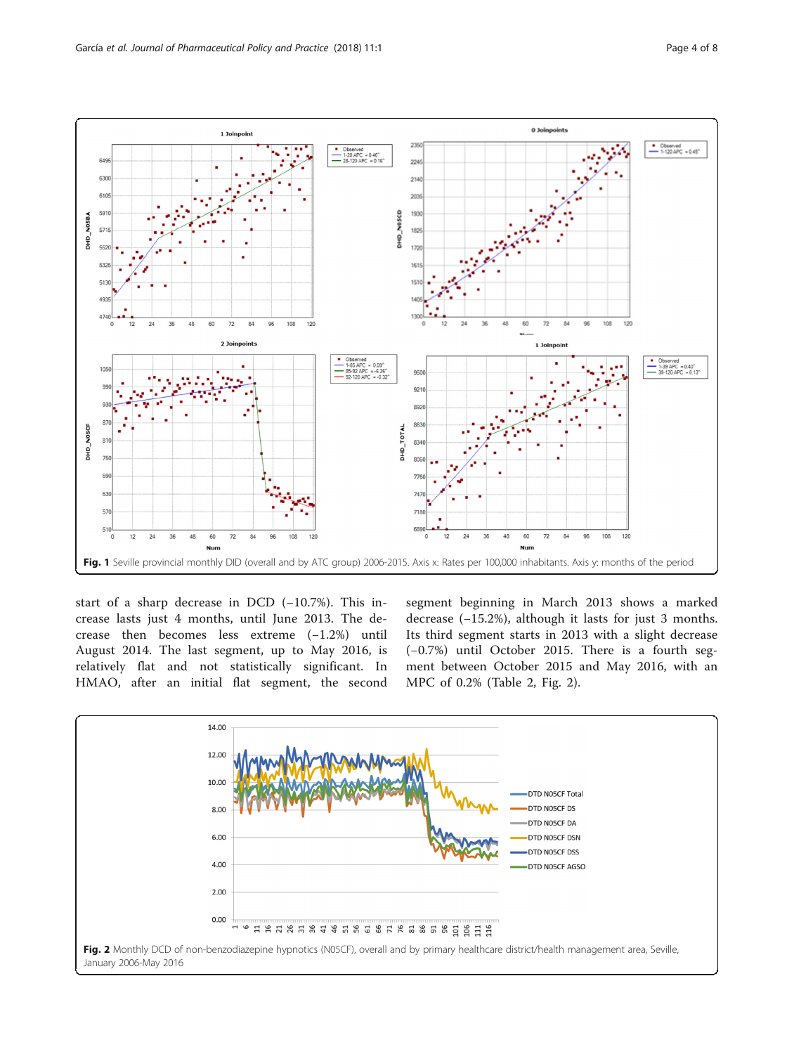Fig. 1 Seville provincial monthly DID (overall and by ATC group) 2006-2015. Axis x: Rates per 100,000 inhabitants. Axis y: months of the period

start of a sharp decrease in DCD (−10.7%). This increase lasts just 4 months, until June 2013. The decrease then becomes less extreme (−1.2%) until August 2014. The last segment, up to May 2016, is relatively flat and not statistically significant. In HMAO, after an initial flat segment, the second segment beginning in March 2013 shows a marked decrease (−15.2%), although it lasts for just 3 months. Its third segment starts in 2013 with a slight decrease (−0.7%) until October 2015. There is a fourth segment between October 2015 and May 2016, with an MPC of 0.2% (Table 2, Fig. 2).

Fig. 2 Monthly DCD of non-benzodiazepine hypnotics (N05CF), overall and by primary healthcare district/health management area, Seville, January 2006-May 2016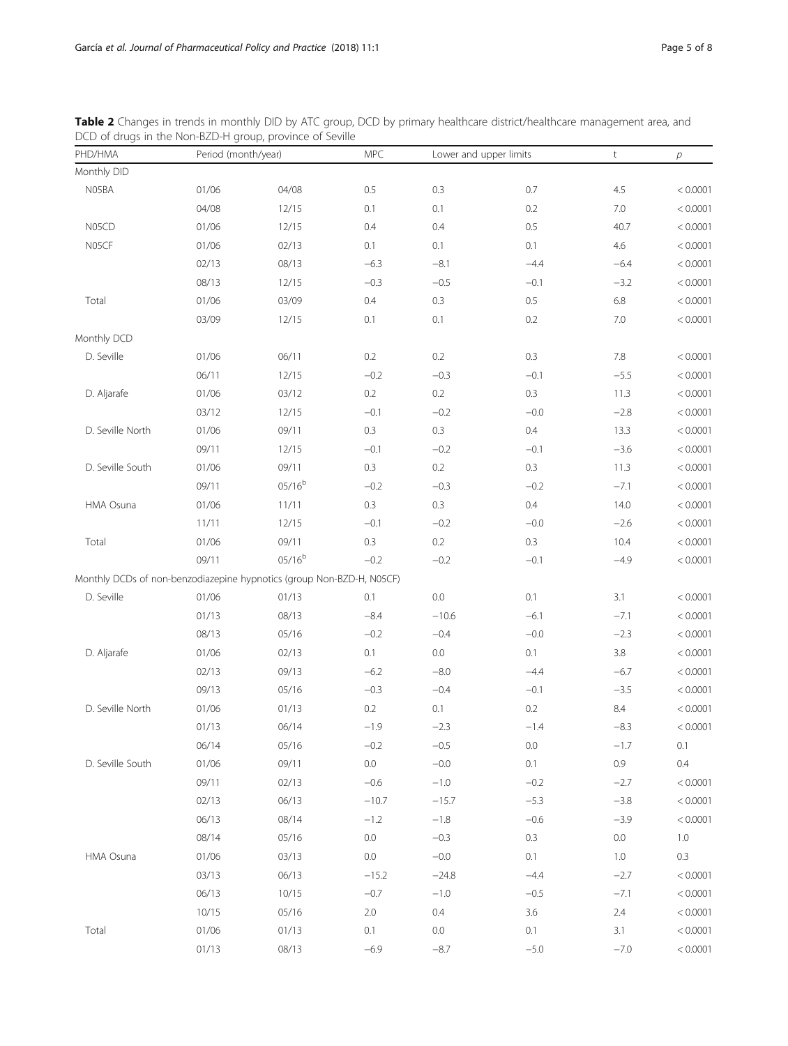**Table 2** Changes in trends in monthly DID by ATC group, DCD by primary healthcare district/healthcare management area, and DCD of drugs in the Non-BZD-H group, province of Seville

| PHD/HMA | Period (month/year) | | MPC | Lower and upper limits | | t | *p* |
|---|---|---|---|---|---|---|---|
| Monthly DID | | | | | | | |
| N05BA | 01/06 | 04/08 | 0.5 | 0.3 | 0.7 | 4.5 | < 0.0001 |
| | 04/08 | 12/15 | 0.1 | 0.1 | 0.2 | 7.0 | < 0.0001 |
| N05CD | 01/06 | 12/15 | 0.4 | 0.4 | 0.5 | 40.7 | < 0.0001 |
| N05CF | 01/06 | 02/13 | 0.1 | 0.1 | 0.1 | 4.6 | < 0.0001 |
| | 02/13 | 08/13 | −6.3 | −8.1 | −4.4 | −6.4 | < 0.0001 |
| | 08/13 | 12/15 | −0.3 | −0.5 | −0.1 | −3.2 | < 0.0001 |
| Total | 01/06 | 03/09 | 0.4 | 0.3 | 0.5 | 6.8 | < 0.0001 |
| | 03/09 | 12/15 | 0.1 | 0.1 | 0.2 | 7.0 | < 0.0001 |
| Monthly DCD | | | | | | | |
| D. Seville | 01/06 | 06/11 | 0.2 | 0.2 | 0.3 | 7.8 | < 0.0001 |
| | 06/11 | 12/15 | −0.2 | −0.3 | −0.1 | −5.5 | < 0.0001 |
| D. Aljarafe | 01/06 | 03/12 | 0.2 | 0.2 | 0.3 | 11.3 | < 0.0001 |
| | 03/12 | 12/15 | −0.1 | −0.2 | −0.0 | −2.8 | < 0.0001 |
| D. Seville North | 01/06 | 09/11 | 0.3 | 0.3 | 0.4 | 13.3 | < 0.0001 |
| | 09/11 | 12/15 | −0.1 | −0.2 | −0.1 | −3.6 | < 0.0001 |
| D. Seville South | 01/06 | 09/11 | 0.3 | 0.2 | 0.3 | 11.3 | < 0.0001 |
| | 09/11 | 05/16[b] | −0.2 | −0.3 | −0.2 | −7.1 | < 0.0001 |
| HMA Osuna | 01/06 | 11/11 | 0.3 | 0.3 | 0.4 | 14.0 | < 0.0001 |
| | 11/11 | 12/15 | −0.1 | −0.2 | −0.0 | −2.6 | < 0.0001 |
| Total | 01/06 | 09/11 | 0.3 | 0.2 | 0.3 | 10.4 | < 0.0001 |
| | 09/11 | 05/16[b] | −0.2 | −0.2 | −0.1 | −4.9 | < 0.0001 |
| Monthly DCDs of non-benzodiazepine hypnotics (group Non-BZD-H, N05CF) | | | | | | | |
| D. Seville | 01/06 | 01/13 | 0.1 | 0.0 | 0.1 | 3.1 | < 0.0001 |
| | 01/13 | 08/13 | −8.4 | −10.6 | −6.1 | −7.1 | < 0.0001 |
| | 08/13 | 05/16 | −0.2 | −0.4 | −0.0 | −2.3 | < 0.0001 |
| D. Aljarafe | 01/06 | 02/13 | 0.1 | 0.0 | 0.1 | 3.8 | < 0.0001 |
| | 02/13 | 09/13 | −6.2 | −8.0 | −4.4 | −6.7 | < 0.0001 |
| | 09/13 | 05/16 | −0.3 | −0.4 | −0.1 | −3.5 | < 0.0001 |
| D. Seville North | 01/06 | 01/13 | 0.2 | 0.1 | 0.2 | 8.4 | < 0.0001 |
| | 01/13 | 06/14 | −1.9 | −2.3 | −1.4 | −8.3 | < 0.0001 |
| | 06/14 | 05/16 | −0.2 | −0.5 | 0.0 | −1.7 | 0.1 |
| D. Seville South | 01/06 | 09/11 | 0.0 | −0.0 | 0.1 | 0.9 | 0.4 |
| | 09/11 | 02/13 | −0.6 | −1.0 | −0.2 | −2.7 | < 0.0001 |
| | 02/13 | 06/13 | −10.7 | −15.7 | −5.3 | −3.8 | < 0.0001 |
| | 06/13 | 08/14 | −1.2 | −1.8 | −0.6 | −3.9 | < 0.0001 |
| | 08/14 | 05/16 | 0.0 | −0.3 | 0.3 | 0.0 | 1.0 |
| HMA Osuna | 01/06 | 03/13 | 0.0 | −0.0 | 0.1 | 1.0 | 0.3 |
| | 03/13 | 06/13 | −15.2 | −24.8 | −4.4 | −2.7 | < 0.0001 |
| | 06/13 | 10/15 | −0.7 | −1.0 | −0.5 | −7.1 | < 0.0001 |
| | 10/15 | 05/16 | 2.0 | 0.4 | 3.6 | 2.4 | < 0.0001 |
| Total | 01/06 | 01/13 | 0.1 | 0.0 | 0.1 | 3.1 | < 0.0001 |
| | 01/13 | 08/13 | −6.9 | −8.7 | −5.0 | −7.0 | < 0.0001 |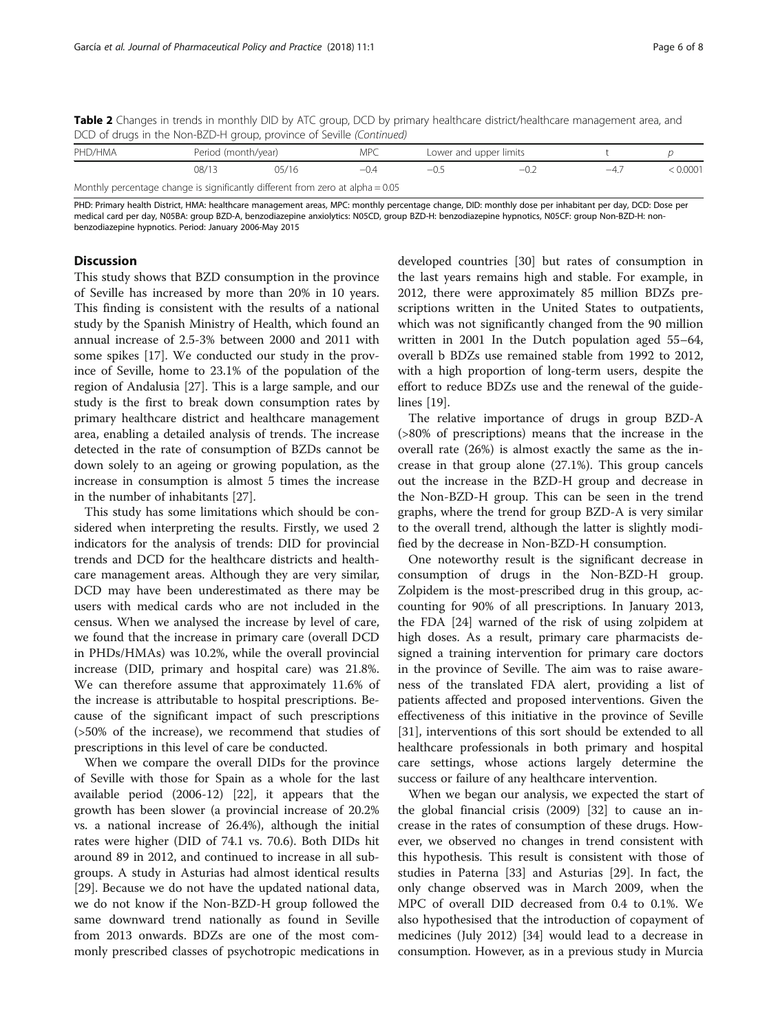**Table 2** Changes in trends in monthly DID by ATC group, DCD by primary healthcare district/healthcare management area, and DCD of drugs in the Non-BZD-H group, province of Seville *(Continued)*

| PHD/HMA | Period (month/year) | | MPC | Lower and upper limits | | t | p |
|---|---|---|---|---|---|---|---|
| | 08/13 | 05/16 | −0.4 | −0.5 | −0.2 | −4.7 | < 0.0001 |

Monthly percentage change is significantly different from zero at alpha = 0.05

PHD: Primary health District, HMA: healthcare management areas, MPC: monthly percentage change, DID: monthly dose per inhabitant per day, DCD: Dose per medical card per day, N05BA: group BZD-A, benzodiazepine anxiolytics: N05CD, group BZD-H: benzodiazepine hypnotics, N05CF: group Non-BZD-H: non-benzodiazepine hypnotics. Period: January 2006-May 2015

## Discussion

This study shows that BZD consumption in the province of Seville has increased by more than 20% in 10 years. This finding is consistent with the results of a national study by the Spanish Ministry of Health, which found an annual increase of 2.5-3% between 2000 and 2011 with some spikes [17]. We conducted our study in the province of Seville, home to 23.1% of the population of the region of Andalusia [27]. This is a large sample, and our study is the first to break down consumption rates by primary healthcare district and healthcare management area, enabling a detailed analysis of trends. The increase detected in the rate of consumption of BZDs cannot be down solely to an ageing or growing population, as the increase in consumption is almost 5 times the increase in the number of inhabitants [27].

This study has some limitations which should be considered when interpreting the results. Firstly, we used 2 indicators for the analysis of trends: DID for provincial trends and DCD for the healthcare districts and healthcare management areas. Although they are very similar, DCD may have been underestimated as there may be users with medical cards who are not included in the census. When we analysed the increase by level of care, we found that the increase in primary care (overall DCD in PHDs/HMAs) was 10.2%, while the overall provincial increase (DID, primary and hospital care) was 21.8%. We can therefore assume that approximately 11.6% of the increase is attributable to hospital prescriptions. Because of the significant impact of such prescriptions (>50% of the increase), we recommend that studies of prescriptions in this level of care be conducted.

When we compare the overall DIDs for the province of Seville with those for Spain as a whole for the last available period (2006-12) [22], it appears that the growth has been slower (a provincial increase of 20.2% vs. a national increase of 26.4%), although the initial rates were higher (DID of 74.1 vs. 70.6). Both DIDs hit around 89 in 2012, and continued to increase in all subgroups. A study in Asturias had almost identical results [29]. Because we do not have the updated national data, we do not know if the Non-BZD-H group followed the same downward trend nationally as found in Seville from 2013 onwards. BDZs are one of the most commonly prescribed classes of psychotropic medications in developed countries [30] but rates of consumption in the last years remains high and stable. For example, in 2012, there were approximately 85 million BDZs prescriptions written in the United States to outpatients, which was not significantly changed from the 90 million written in 2001 In the Dutch population aged 55–64, overall b BDZs use remained stable from 1992 to 2012, with a high proportion of long-term users, despite the effort to reduce BDZs use and the renewal of the guidelines [19].

The relative importance of drugs in group BZD-A (>80% of prescriptions) means that the increase in the overall rate (26%) is almost exactly the same as the increase in that group alone (27.1%). This group cancels out the increase in the BZD-H group and decrease in the Non-BZD-H group. This can be seen in the trend graphs, where the trend for group BZD-A is very similar to the overall trend, although the latter is slightly modified by the decrease in Non-BZD-H consumption.

One noteworthy result is the significant decrease in consumption of drugs in the Non-BZD-H group. Zolpidem is the most-prescribed drug in this group, accounting for 90% of all prescriptions. In January 2013, the FDA [24] warned of the risk of using zolpidem at high doses. As a result, primary care pharmacists designed a training intervention for primary care doctors in the province of Seville. The aim was to raise awareness of the translated FDA alert, providing a list of patients affected and proposed interventions. Given the effectiveness of this initiative in the province of Seville [31], interventions of this sort should be extended to all healthcare professionals in both primary and hospital care settings, whose actions largely determine the success or failure of any healthcare intervention.

When we began our analysis, we expected the start of the global financial crisis (2009) [32] to cause an increase in the rates of consumption of these drugs. However, we observed no changes in trend consistent with this hypothesis. This result is consistent with those of studies in Paterna [33] and Asturias [29]. In fact, the only change observed was in March 2009, when the MPC of overall DID decreased from 0.4 to 0.1%. We also hypothesised that the introduction of copayment of medicines (July 2012) [34] would lead to a decrease in consumption. However, as in a previous study in Murcia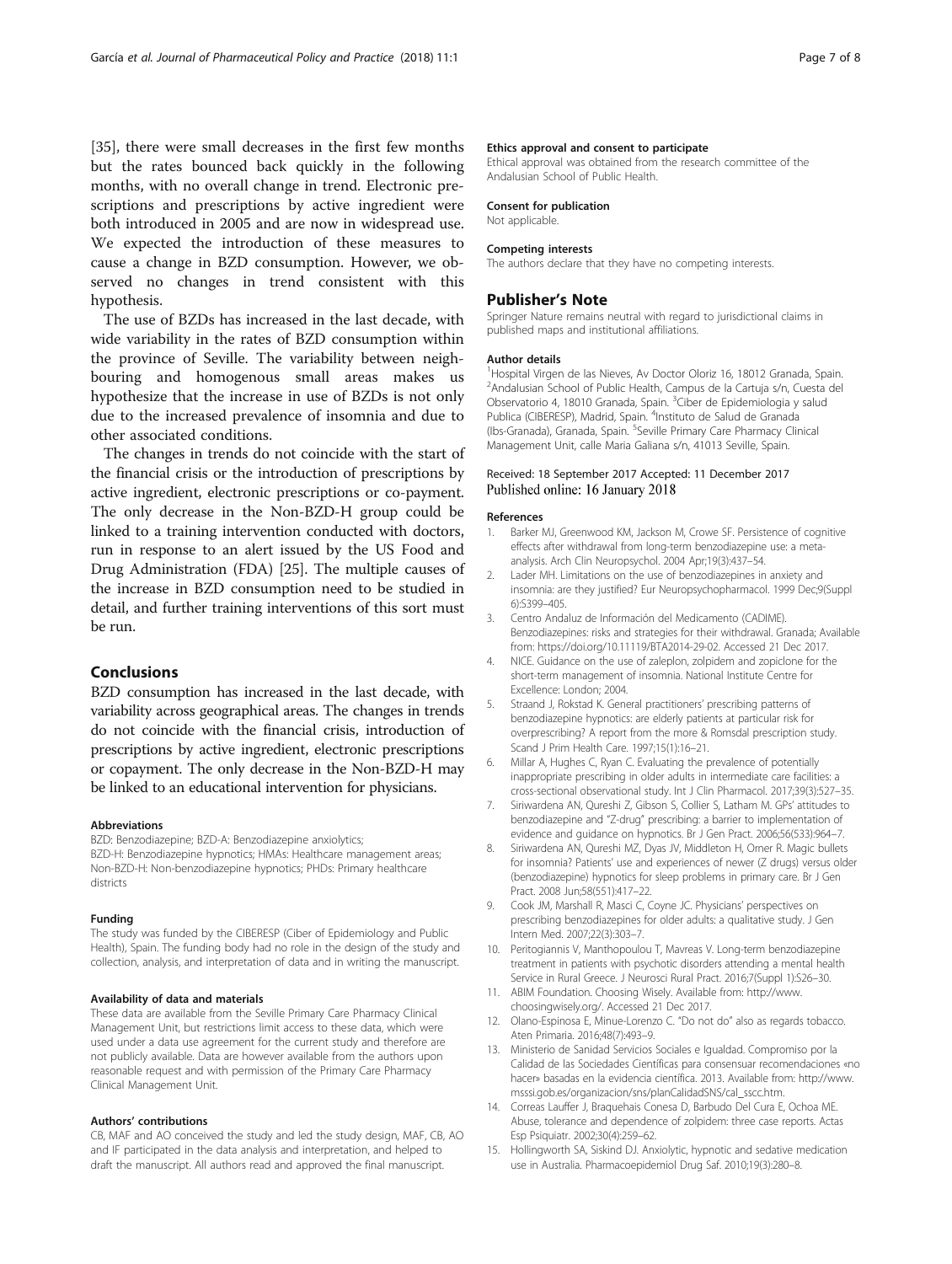[35], there were small decreases in the first few months but the rates bounced back quickly in the following months, with no overall change in trend. Electronic prescriptions and prescriptions by active ingredient were both introduced in 2005 and are now in widespread use. We expected the introduction of these measures to cause a change in BZD consumption. However, we observed no changes in trend consistent with this hypothesis.

The use of BZDs has increased in the last decade, with wide variability in the rates of BZD consumption within the province of Seville. The variability between neighbouring and homogenous small areas makes us hypothesize that the increase in use of BZDs is not only due to the increased prevalence of insomnia and due to other associated conditions.

The changes in trends do not coincide with the start of the financial crisis or the introduction of prescriptions by active ingredient, electronic prescriptions or co-payment. The only decrease in the Non-BZD-H group could be linked to a training intervention conducted with doctors, run in response to an alert issued by the US Food and Drug Administration (FDA) [25]. The multiple causes of the increase in BZD consumption need to be studied in detail, and further training interventions of this sort must be run.

## Conclusions

BZD consumption has increased in the last decade, with variability across geographical areas. The changes in trends do not coincide with the financial crisis, introduction of prescriptions by active ingredient, electronic prescriptions or copayment. The only decrease in the Non-BZD-H may be linked to an educational intervention for physicians.

#### Abbreviations

BZD: Benzodiazepine; BZD-A: Benzodiazepine anxiolytics; BZD-H: Benzodiazepine hypnotics; HMAs: Healthcare management areas; Non-BZD-H: Non-benzodiazepine hypnotics; PHDs: Primary healthcare districts

#### Funding

The study was funded by the CIBERESP (Ciber of Epidemiology and Public Health), Spain. The funding body had no role in the design of the study and collection, analysis, and interpretation of data and in writing the manuscript.

#### Availability of data and materials

These data are available from the Seville Primary Care Pharmacy Clinical Management Unit, but restrictions limit access to these data, which were used under a data use agreement for the current study and therefore are not publicly available. Data are however available from the authors upon reasonable request and with permission of the Primary Care Pharmacy Clinical Management Unit.

#### Authors' contributions

CB, MAF and AO conceived the study and led the study design, MAF, CB, AO and IF participated in the data analysis and interpretation, and helped to draft the manuscript. All authors read and approved the final manuscript.

#### Ethics approval and consent to participate

Ethical approval was obtained from the research committee of the Andalusian School of Public Health.

#### Consent for publication

Not applicable.

#### Competing interests

The authors declare that they have no competing interests.

## Publisher's Note

Springer Nature remains neutral with regard to jurisdictional claims in published maps and institutional affiliations.

#### Author details

[1]Hospital Virgen de las Nieves, Av Doctor Oloriz 16, 18012 Granada, Spain. [2]Andalusian School of Public Health, Campus de la Cartuja s/n, Cuesta del Observatorio 4, 18010 Granada, Spain. [3]Ciber de Epidemiologia y salud Publica (CIBERESP), Madrid, Spain. [4]Instituto de Salud de Granada (Ibs-Granada), Granada, Spain. [5]Seville Primary Care Pharmacy Clinical Management Unit, calle Maria Galiana s/n, 41013 Seville, Spain.

Received: 18 September 2017 Accepted: 11 December 2017
Published online: 16 January 2018

#### References

1. Barker MJ, Greenwood KM, Jackson M, Crowe SF. Persistence of cognitive effects after withdrawal from long-term benzodiazepine use: a meta-analysis. Arch Clin Neuropsychol. 2004 Apr;19(3):437–54.
2. Lader MH. Limitations on the use of benzodiazepines in anxiety and insomnia: are they justified? Eur Neuropsychopharmacol. 1999 Dec;9(Suppl 6):S399–405.
3. Centro Andaluz de Información del Medicamento (CADIME). Benzodiazepines: risks and strategies for their withdrawal. Granada; Available from: https://doi.org/10.11119/BTA2014-29-02. Accessed 21 Dec 2017.
4. NICE. Guidance on the use of zaleplon, zolpidem and zopiclone for the short-term management of insomnia. National Institute Centre for Excellence: London; 2004.
5. Straand J, Rokstad K. General practitioners' prescribing patterns of benzodiazepine hypnotics: are elderly patients at particular risk for overprescribing? A report from the more & Romsdal prescription study. Scand J Prim Health Care. 1997;15(1):16–21.
6. Millar A, Hughes C, Ryan C. Evaluating the prevalence of potentially inappropriate prescribing in older adults in intermediate care facilities: a cross-sectional observational study. Int J Clin Pharmacol. 2017;39(3):527–35.
7. Siriwardena AN, Qureshi Z, Gibson S, Collier S, Latham M. GPs' attitudes to benzodiazepine and "Z-drug" prescribing: a barrier to implementation of evidence and guidance on hypnotics. Br J Gen Pract. 2006;56(533):964–7.
8. Siriwardena AN, Qureshi MZ, Dyas JV, Middleton H, Orner R. Magic bullets for insomnia? Patients' use and experiences of newer (Z drugs) versus older (benzodiazepine) hypnotics for sleep problems in primary care. Br J Gen Pract. 2008 Jun;58(551):417–22.
9. Cook JM, Marshall R, Masci C, Coyne JC. Physicians' perspectives on prescribing benzodiazepines for older adults: a qualitative study. J Gen Intern Med. 2007;22(3):303–7.
10. Peritogiannis V, Manthopoulou T, Mavreas V. Long-term benzodiazepine treatment in patients with psychotic disorders attending a mental health Service in Rural Greece. J Neurosci Rural Pract. 2016;7(Suppl 1):S26–30.
11. ABIM Foundation. Choosing Wisely. Available from: http://www.choosingwisely.org/. Accessed 21 Dec 2017.
12. Olano-Espinosa E, Minue-Lorenzo C. "Do not do" also as regards tobacco. Aten Primaria. 2016;48(7):493–9.
13. Ministerio de Sanidad Servicios Sociales e Igualdad. Compromiso por la Calidad de las Sociedades Científicas para consensuar recomendaciones «no hacer» basadas en la evidencia científica. 2013. Available from: http://www.msssi.gob.es/organizacion/sns/planCalidadSNS/cal_sscc.htm.
14. Correas Lauffer J, Braquehais Conesa D, Barbudo Del Cura E, Ochoa ME. Abuse, tolerance and dependence of zolpidem: three case reports. Actas Esp Psiquiatr. 2002;30(4):259–62.
15. Hollingworth SA, Siskind DJ. Anxiolytic, hypnotic and sedative medication use in Australia. Pharmacoepidemiol Drug Saf. 2010;19(3):280–8.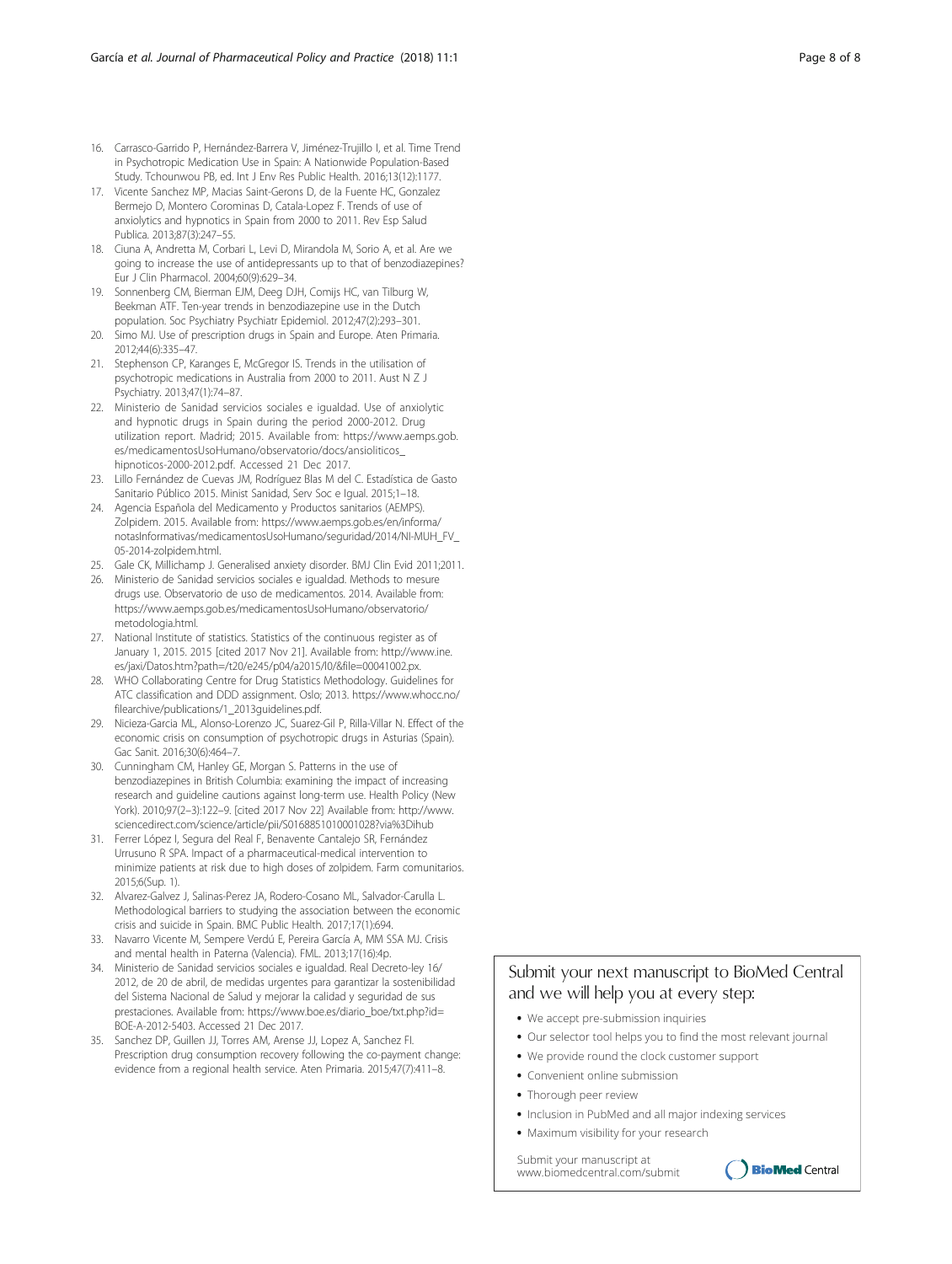16. Carrasco-Garrido P, Hernández-Barrera V, Jiménez-Trujillo I, et al. Time Trend in Psychotropic Medication Use in Spain: A Nationwide Population-Based Study. Tchounwou PB, ed. Int J Env Res Public Health. 2016;13(12):1177.
17. Vicente Sanchez MP, Macias Saint-Gerons D, de la Fuente HC, Gonzalez Bermejo D, Montero Corominas D, Catala-Lopez F. Trends of use of anxiolytics and hypnotics in Spain from 2000 to 2011. Rev Esp Salud Publica. 2013;87(3):247–55.
18. Ciuna A, Andretta M, Corbari L, Levi D, Mirandola M, Sorio A, et al. Are we going to increase the use of antidepressants up to that of benzodiazepines? Eur J Clin Pharmacol. 2004;60(9):629–34.
19. Sonnenberg CM, Bierman EJM, Deeg DJH, Comijs HC, van Tilburg W, Beekman ATF. Ten-year trends in benzodiazepine use in the Dutch population. Soc Psychiatry Psychiatr Epidemiol. 2012;47(2):293–301.
20. Simo MJ. Use of prescription drugs in Spain and Europe. Aten Primaria. 2012;44(6):335–47.
21. Stephenson CP, Karanges E, McGregor IS. Trends in the utilisation of psychotropic medications in Australia from 2000 to 2011. Aust N Z J Psychiatry. 2013;47(1):74–87.
22. Ministerio de Sanidad servicios sociales e igualdad. Use of anxiolytic and hypnotic drugs in Spain during the period 2000-2012. Drug utilization report. Madrid; 2015. Available from: https://www.aemps.gob.es/medicamentosUsoHumano/observatorio/docs/ansioliticos_hipnoticos-2000-2012.pdf. Accessed 21 Dec 2017.
23. Lillo Fernández de Cuevas JM, Rodríguez Blas M del C. Estadística de Gasto Sanitario Público 2015. Minist Sanidad, Serv Soc e Igual. 2015;1–18.
24. Agencia Española del Medicamento y Productos sanitarios (AEMPS). Zolpidem. 2015. Available from: https://www.aemps.gob.es/en/informa/notasInformativas/medicamentosUsoHumano/seguridad/2014/NI-MUH_FV_05-2014-zolpidem.html.
25. Gale CK, Millichamp J. Generalised anxiety disorder. BMJ Clin Evid 2011;2011.
26. Ministerio de Sanidad servicios sociales e igualdad. Methods to mesure drugs use. Observatorio de uso de medicamentos. 2014. Available from: https://www.aemps.gob.es/medicamentosUsoHumano/observatorio/metodologia.html.
27. National Institute of statistics. Statistics of the continuous register as of January 1, 2015. 2015 [cited 2017 Nov 21]. Available from: http://www.ine.es/jaxi/Datos.htm?path=/t20/e245/p04/a2015/l0/&file=00041002.px.
28. WHO Collaborating Centre for Drug Statistics Methodology. Guidelines for ATC classification and DDD assignment. Oslo; 2013. https://www.whocc.no/filearchive/publications/1_2013guidelines.pdf.
29. Nicieza-Garcia ML, Alonso-Lorenzo JC, Suarez-Gil P, Rilla-Villar N. Effect of the economic crisis on consumption of psychotropic drugs in Asturias (Spain). Gac Sanit. 2016;30(6):464–7.
30. Cunningham CM, Hanley GE, Morgan S. Patterns in the use of benzodiazepines in British Columbia: examining the impact of increasing research and guideline cautions against long-term use. Health Policy (New York). 2010;97(2–3):122–9. [cited 2017 Nov 22] Available from: http://www.sciencedirect.com/science/article/pii/S0168851010001028?via%3Dihub
31. Ferrer López I, Segura del Real F, Benavente Cantalejo SR, Fernández Urrusuno R SPA. Impact of a pharmaceutical-medical intervention to minimize patients at risk due to high doses of zolpidem. Farm comunitarios. 2015;6(Sup. 1).
32. Alvarez-Galvez J, Salinas-Perez JA, Rodero-Cosano ML, Salvador-Carulla L. Methodological barriers to studying the association between the economic crisis and suicide in Spain. BMC Public Health. 2017;17(1):694.
33. Navarro Vicente M, Sempere Verdú E, Pereira García A, MM SSA MJ. Crisis and mental health in Paterna (Valencia). FML. 2013;17(16):4p.
34. Ministerio de Sanidad servicios sociales e igualdad. Real Decreto-ley 16/2012, de 20 de abril, de medidas urgentes para garantizar la sostenibilidad del Sistema Nacional de Salud y mejorar la calidad y seguridad de sus prestaciones. Available from: https://www.boe.es/diario_boe/txt.php?id=BOE-A-2012-5403. Accessed 21 Dec 2017.
35. Sanchez DP, Guillen JJ, Torres AM, Arense JJ, Lopez A, Sanchez FI. Prescription drug consumption recovery following the co-payment change: evidence from a regional health service. Aten Primaria. 2015;47(7):411–8.

Submit your next manuscript to BioMed Central and we will help you at every step:

- We accept pre-submission inquiries
- Our selector tool helps you to find the most relevant journal
- We provide round the clock customer support
- Convenient online submission
- Thorough peer review
- Inclusion in PubMed and all major indexing services
- Maximum visibility for your research

Submit your manuscript at www.biomedcentral.com/submit

BioMed Central